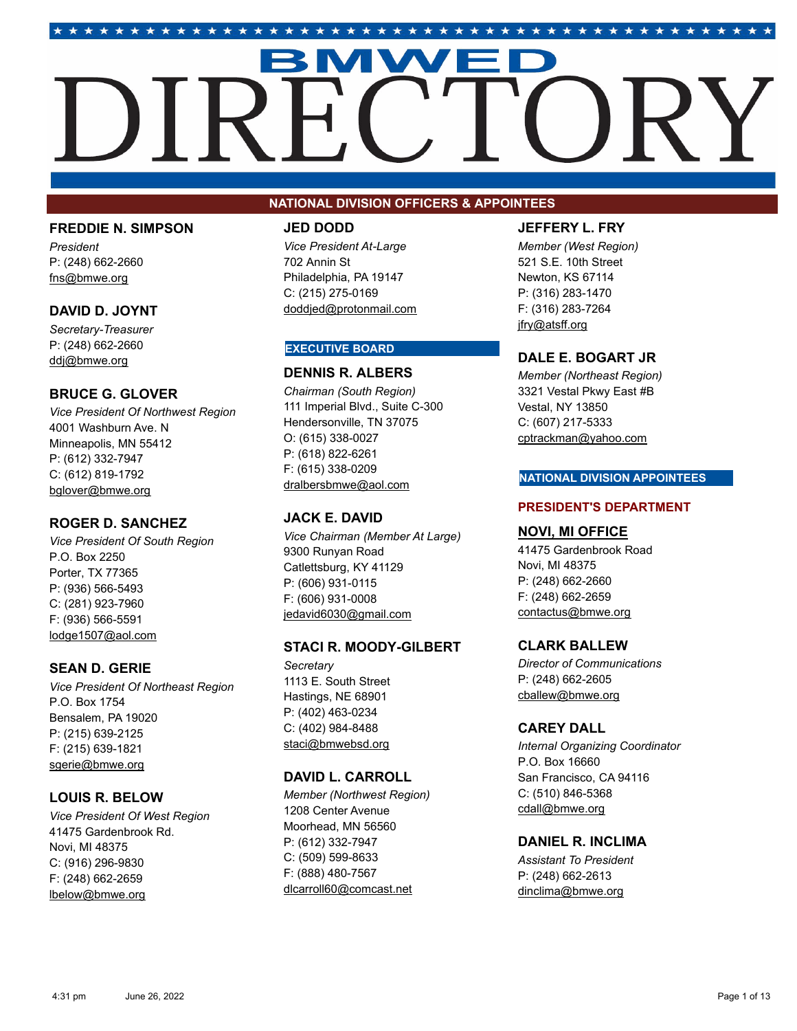# BMWED DIRECTORY

## NATIONAL DIVISION OFFICERS & APPOINTEES

### FREDDIE N. SIMPSON
*President*
P: (248) 662-2660
fns@bmwe.org

### DAVID D. JOYNT
*Secretary-Treasurer*
P: (248) 662-2660
ddj@bmwe.org

### BRUCE G. GLOVER
*Vice President Of Northwest Region*
4001 Washburn Ave. N
Minneapolis, MN 55412
P: (612) 332-7947
C: (612) 819-1792
bglover@bmwe.org

### ROGER D. SANCHEZ
*Vice President Of South Region*
P.O. Box 2250
Porter, TX 77365
P: (936) 566-5493
C: (281) 923-7960
F: (936) 566-5591
lodge1507@aol.com

### SEAN D. GERIE
*Vice President Of Northeast Region*
P.O. Box 1754
Bensalem, PA 19020
P: (215) 639-2125
F: (215) 639-1821
sgerie@bmwe.org

### LOUIS R. BELOW
*Vice President Of West Region*
41475 Gardenbrook Rd.
Novi, MI 48375
C: (916) 296-9830
F: (248) 662-2659
lbelow@bmwe.org

### JED DODD
*Vice President At-Large*
702 Annin St
Philadelphia, PA 19147
C: (215) 275-0169
doddjed@protonmail.com

## EXECUTIVE BOARD

### DENNIS R. ALBERS
*Chairman (South Region)*
111 Imperial Blvd., Suite C-300
Hendersonville, TN 37075
O: (615) 338-0027
P: (618) 822-6261
F: (615) 338-0209
dralbersbmwe@aol.com

### JACK E. DAVID
*Vice Chairman (Member At Large)*
9300 Runyan Road
Catlettsburg, KY 41129
P: (606) 931-0115
F: (606) 931-0008
jedavid6030@gmail.com

### STACI R. MOODY-GILBERT
*Secretary*
1113 E. South Street
Hastings, NE 68901
P: (402) 463-0234
C: (402) 984-8488
staci@bmwebsd.org

### DAVID L. CARROLL
*Member (Northwest Region)*
1208 Center Avenue
Moorhead, MN 56560
P: (612) 332-7947
C: (509) 599-8633
F: (888) 480-7567
dlcarroll60@comcast.net

### JEFFERY L. FRY
*Member (West Region)*
521 S.E. 10th Street
Newton, KS 67114
P: (316) 283-1470
F: (316) 283-7264
jfry@atsff.org

### DALE E. BOGART JR
*Member (Northeast Region)*
3321 Vestal Pkwy East #B
Vestal, NY 13850
C: (607) 217-5333
cptrackman@yahoo.com

## NATIONAL DIVISION APPOINTEES

### PRESIDENT'S DEPARTMENT

### NOVI, MI OFFICE
41475 Gardenbrook Road
Novi, MI 48375
P: (248) 662-2660
F: (248) 662-2659
contactus@bmwe.org

### CLARK BALLEW
*Director of Communications*
P: (248) 662-2605
cballew@bmwe.org

### CAREY DALL
*Internal Organizing Coordinator*
P.O. Box 16660
San Francisco, CA 94116
C: (510) 846-5368
cdall@bmwe.org

### DANIEL R. INCLIMA
*Assistant To President*
P: (248) 662-2613
dinclima@bmwe.org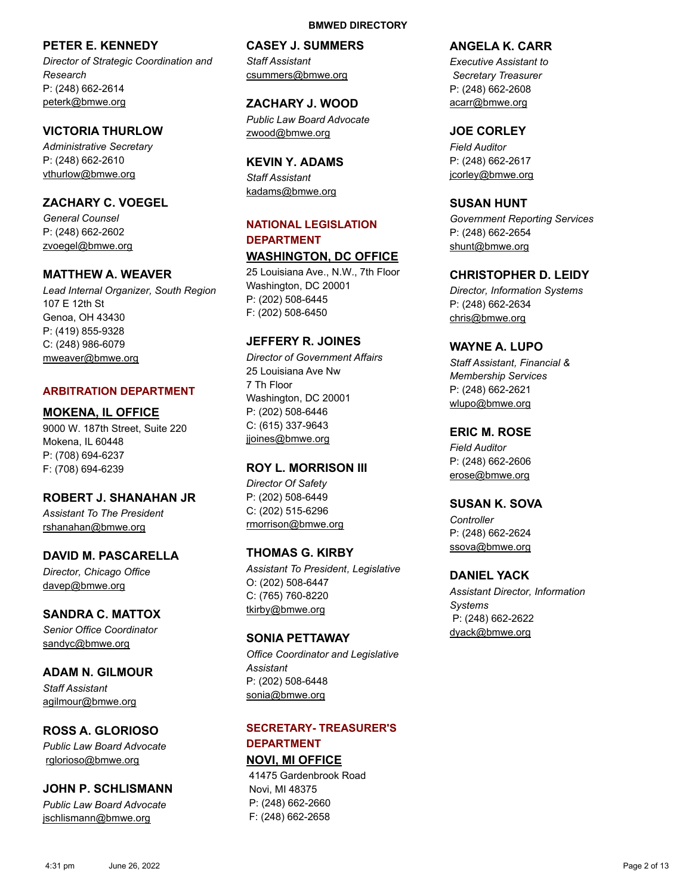**PETER E. KENNEDY**
*Director of Strategic Coordination and Research*
P: (248) 662-2614
peterk@bmwe.org

**VICTORIA THURLOW**
*Administrative Secretary*
P: (248) 662-2610
vthurlow@bmwe.org

**ZACHARY C. VOEGEL**
*General Counsel*
P: (248) 662-2602
zvoegel@bmwe.org

**MATTHEW A. WEAVER**
*Lead Internal Organizer, South Region*
107 E 12th St
Genoa, OH 43430
P: (419) 855-9328
C: (248) 986-6079
mweaver@bmwe.org

## ARBITRATION DEPARTMENT

### MOKENA, IL OFFICE

9000 W. 187th Street, Suite 220
Mokena, IL 60448
P: (708) 694-6237
F: (708) 694-6239

**ROBERT J. SHANAHAN JR**
*Assistant To The President*
rshanahan@bmwe.org

**DAVID M. PASCARELLA**
*Director, Chicago Office*
davep@bmwe.org

**SANDRA C. MATTOX**
*Senior Office Coordinator*
sandyc@bmwe.org

**ADAM N. GILMOUR**
*Staff Assistant*
agilmour@bmwe.org

**ROSS A. GLORIOSO**
*Public Law Board Advocate*
rglorioso@bmwe.org

**JOHN P. SCHLISMANN**
*Public Law Board Advocate*
jschlismann@bmwe.org

**CASEY J. SUMMERS**
*Staff Assistant*
csummers@bmwe.org

**ZACHARY J. WOOD**
*Public Law Board Advocate*
zwood@bmwe.org

**KEVIN Y. ADAMS**
*Staff Assistant*
kadams@bmwe.org

## NATIONAL LEGISLATION DEPARTMENT

### WASHINGTON, DC OFFICE

25 Louisiana Ave., N.W., 7th Floor
Washington, DC 20001
P: (202) 508-6445
F: (202) 508-6450

**JEFFERY R. JOINES**
*Director of Government Affairs*
25 Louisiana Ave Nw
7 Th Floor
Washington, DC 20001
P: (202) 508-6446
C: (615) 337-9643
jjoines@bmwe.org

**ROY L. MORRISON III**
*Director Of Safety*
P: (202) 508-6449
C: (202) 515-6296
rmorrison@bmwe.org

**THOMAS G. KIRBY**
*Assistant To President, Legislative*
O: (202) 508-6447
C: (765) 760-8220
tkirby@bmwe.org

**SONIA PETTAWAY**
*Office Coordinator and Legislative Assistant*
P: (202) 508-6448
sonia@bmwe.org

## SECRETARY- TREASURER'S DEPARTMENT

### NOVI, MI OFFICE

41475 Gardenbrook Road
Novi, MI 48375
P: (248) 662-2660
F: (248) 662-2658

**ANGELA K. CARR**
*Executive Assistant to Secretary Treasurer*
P: (248) 662-2608
acarr@bmwe.org

**JOE CORLEY**
*Field Auditor*
P: (248) 662-2617
jcorley@bmwe.org

**SUSAN HUNT**
*Government Reporting Services*
P: (248) 662-2654
shunt@bmwe.org

**CHRISTOPHER D. LEIDY**
*Director, Information Systems*
P: (248) 662-2634
chris@bmwe.org

**WAYNE A. LUPO**
*Staff Assistant, Financial & Membership Services*
P: (248) 662-2621
wlupo@bmwe.org

**ERIC M. ROSE**
*Field Auditor*
P: (248) 662-2606
erose@bmwe.org

**SUSAN K. SOVA**
*Controller*
P: (248) 662-2624
ssova@bmwe.org

**DANIEL YACK**
*Assistant Director, Information Systems*
P: (248) 662-2622
dyack@bmwe.org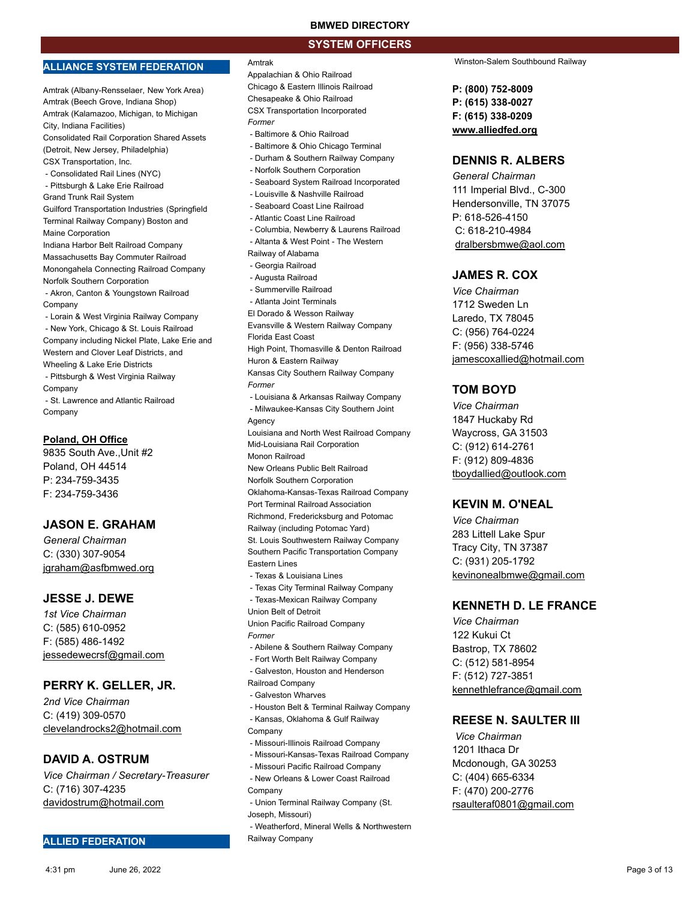## SYSTEM OFFICERS

### ALLIANCE SYSTEM FEDERATION

Amtrak (Albany-Rensselaer, New York Area)
Amtrak (Beech Grove, Indiana Shop)
Amtrak (Kalamazoo, Michigan, to Michigan City, Indiana Facilities)
Consolidated Rail Corporation Shared Assets (Detroit, New Jersey, Philadelphia)
CSX Transportation, Inc.
 - Consolidated Rail Lines (NYC)
 - Pittsburgh & Lake Erie Railroad
Grand Trunk Rail System
Guilford Transportation Industries (Springfield Terminal Railway Company) Boston and Maine Corporation
Indiana Harbor Belt Railroad Company
Massachusetts Bay Commuter Railroad
Monongahela Connecting Railroad Company
Norfolk Southern Corporation
 - Akron, Canton & Youngstown Railroad Company
 - Lorain & West Virginia Railway Company
 - New York, Chicago & St. Louis Railroad Company including Nickel Plate, Lake Erie and Western and Clover Leaf Districts, and Wheeling & Lake Erie Districts
 - Pittsburgh & West Virginia Railway Company
 - St. Lawrence and Atlantic Railroad Company

**Poland, OH Office**
9835 South Ave.,Unit #2
Poland, OH 44514
P: 234-759-3435
F: 234-759-3436

#### JASON E. GRAHAM
*General Chairman*
C: (330) 307-9054
jgraham@asfbmwed.org

#### JESSE J. DEWE
*1st Vice Chairman*
C: (585) 610-0952
F: (585) 486-1492
jessedewecrsf@gmail.com

#### PERRY K. GELLER, JR.
*2nd Vice Chairman*
C: (419) 309-0570
clevelandrocks2@hotmail.com

#### DAVID A. OSTRUM
*Vice Chairman / Secretary-Treasurer*
C: (716) 307-4235
davidostrum@hotmail.com

### ALLIED FEDERATION

Amtrak
Appalachian & Ohio Railroad
Chicago & Eastern Illinois Railroad
Chesapeake & Ohio Railroad
CSX Transportation Incorporated
*Former*
 - Baltimore & Ohio Railroad
 - Baltimore & Ohio Chicago Terminal
 - Durham & Southern Railway Company
 - Norfolk Southern Corporation
 - Seaboard System Railroad Incorporated
 - Louisville & Nashville Railroad
 - Seaboard Coast Line Railroad
 - Atlantic Coast Line Railroad
 - Columbia, Newberry & Laurens Railroad
 - Altanta & West Point - The Western Railway of Alabama
 - Georgia Railroad
 - Augusta Railroad
 - Summerville Railroad
 - Atlanta Joint Terminals
El Dorado & Wesson Railway
Evansville & Western Railway Company
Florida East Coast
High Point, Thomasville & Denton Railroad
Huron & Eastern Railway
Kansas City Southern Railway Company
*Former*
 - Louisiana & Arkansas Railway Company
 - Milwaukee-Kansas City Southern Joint Agency
Louisiana and North West Railroad Company
Mid-Louisiana Rail Corporation
Monon Railroad
New Orleans Public Belt Railroad
Norfolk Southern Corporation
Oklahoma-Kansas-Texas Railroad Company
Port Terminal Railroad Association
Richmond, Fredericksburg and Potomac Railway (including Potomac Yard)
St. Louis Southwestern Railway Company
Southern Pacific Transportation Company Eastern Lines
 - Texas & Louisiana Lines
 - Texas City Terminal Railway Company
 - Texas-Mexican Railway Company
Union Belt of Detroit
Union Pacific Railroad Company
*Former*
 - Abilene & Southern Railway Company
 - Fort Worth Belt Railway Company
 - Galveston, Houston and Henderson Railroad Company
 - Galveston Wharves
 - Houston Belt & Terminal Railway Company
 - Kansas, Oklahoma & Gulf Railway Company
 - Missouri-Illinois Railroad Company
 - Missouri-Kansas-Texas Railroad Company
 - Missouri Pacific Railroad Company
 - New Orleans & Lower Coast Railroad Company
 - Union Terminal Railway Company (St. Joseph, Missouri)
 - Weatherford, Mineral Wells & Northwestern Railway Company
Winston-Salem Southbound Railway

**P: (800) 752-8009**
**P: (615) 338-0027**
**F: (615) 338-0209**
**www.alliedfed.org**

#### DENNIS R. ALBERS
*General Chairman*
111 Imperial Blvd., C-300
Hendersonville, TN 37075
P: 618-526-4150
C: 618-210-4984
dralbersbmwe@aol.com

#### JAMES R. COX
*Vice Chairman*
1712 Sweden Ln
Laredo, TX 78045
C: (956) 764-0224
F: (956) 338-5746
jamescoxallied@hotmail.com

#### TOM BOYD
*Vice Chairman*
1847 Huckaby Rd
Waycross, GA 31503
C: (912) 614-2761
F: (912) 809-4836
tboydallied@outlook.com

#### KEVIN M. O'NEAL
*Vice Chairman*
283 Littell Lake Spur
Tracy City, TN 37387
C: (931) 205-1792
kevinonealbmwe@gmail.com

#### KENNETH D. LE FRANCE
*Vice Chairman*
122 Kukui Ct
Bastrop, TX 78602
C: (512) 581-8954
F: (512) 727-3851
kennethlefrance@gmail.com

#### REESE N. SAULTER III
*Vice Chairman*
1201 Ithaca Dr
Mcdonough, GA 30253
C: (404) 665-6334
F: (470) 200-2776
rsaulteraf0801@gmail.com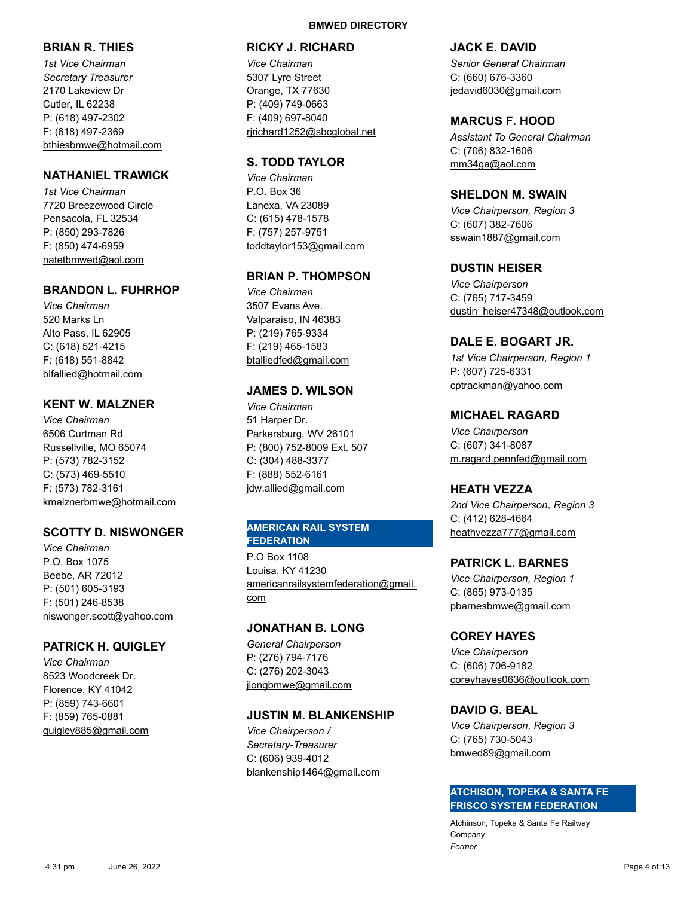### BRIAN R. THIES

*1st Vice Chairman*
*Secretary Treasurer*
2170 Lakeview Dr
Cutler, IL 62238
P: (618) 497-2302
F: (618) 497-2369
bthiesbmwe@hotmail.com

### NATHANIEL TRAWICK

*1st Vice Chairman*
7720 Breezewood Circle
Pensacola, FL 32534
P: (850) 293-7826
F: (850) 474-6959
natetbmwed@aol.com

### BRANDON L. FUHRHOP

*Vice Chairman*
520 Marks Ln
Alto Pass, IL 62905
C: (618) 521-4215
F: (618) 551-8842
blfallied@hotmail.com

### KENT W. MALZNER

*Vice Chairman*
6506 Curtman Rd
Russellville, MO 65074
P: (573) 782-3152
C: (573) 469-5510
F: (573) 782-3161
kmalznerbmwe@hotmail.com

### SCOTTY D. NISWONGER

*Vice Chairman*
P.O. Box 1075
Beebe, AR 72012
P: (501) 605-3193
F: (501) 246-8538
niswonger.scott@yahoo.com

### PATRICK H. QUIGLEY

*Vice Chairman*
8523 Woodcreek Dr.
Florence, KY 41042
P: (859) 743-6601
F: (859) 765-0881
quigley885@gmail.com

### RICKY J. RICHARD

*Vice Chairman*
5307 Lyre Street
Orange, TX 77630
P: (409) 749-0663
F: (409) 697-8040
rjrichard1252@sbcglobal.net

### S. TODD TAYLOR

*Vice Chairman*
P.O. Box 36
Lanexa, VA 23089
C: (615) 478-1578
F: (757) 257-9751
toddtaylor153@gmail.com

### BRIAN P. THOMPSON

*Vice Chairman*
3507 Evans Ave.
Valparaiso, IN 46383
P: (219) 765-9334
F: (219) 465-1583
btalliedfed@gmail.com

### JAMES D. WILSON

*Vice Chairman*
51 Harper Dr.
Parkersburg, WV 26101
P: (800) 752-8009 Ext. 507
C: (304) 488-3377
F: (888) 552-6161
jdw.allied@gmail.com

## AMERICAN RAIL SYSTEM FEDERATION

P.O Box 1108
Louisa, KY 41230
americanrailsystemfederation@gmail.com

### JONATHAN B. LONG

*General Chairperson*
P: (276) 794-7176
C: (276) 202-3043
jlongbmwe@gmail.com

### JUSTIN M. BLANKENSHIP

*Vice Chairperson / Secretary-Treasurer*
C: (606) 939-4012
blankenship1464@gmail.com

### JACK E. DAVID

*Senior General Chairman*
C: (660) 676-3360
jedavid6030@gmail.com

### MARCUS F. HOOD

*Assistant To General Chairman*
C: (706) 832-1606
mm34ga@aol.com

### SHELDON M. SWAIN

*Vice Chairperson, Region 3*
C: (607) 382-7606
sswain1887@gmail.com

### DUSTIN HEISER

*Vice Chairperson*
C: (765) 717-3459
dustin_heiser47348@outlook.com

### DALE E. BOGART JR.

*1st Vice Chairperson, Region 1*
P: (607) 725-6331
cptrackman@yahoo.com

### MICHAEL RAGARD

*Vice Chairperson*
C: (607) 341-8087
m.ragard.pennfed@gmail.com

### HEATH VEZZA

*2nd Vice Chairperson, Region 3*
C: (412) 628-4664
heathvezza777@gmail.com

### PATRICK L. BARNES

*Vice Chairperson, Region 1*
C: (865) 973-0135
pbarnesbmwe@gmail.com

### COREY HAYES

*Vice Chairperson*
C: (606) 706-9182
coreyhayes0636@outlook.com

### DAVID G. BEAL

*Vice Chairperson, Region 3*
C: (765) 730-5043
bmwed89@gmail.com

## ATCHISON, TOPEKA & SANTA FE FRISCO SYSTEM FEDERATION

Atchinson, Topeka & Santa Fe Railway Company
*Former*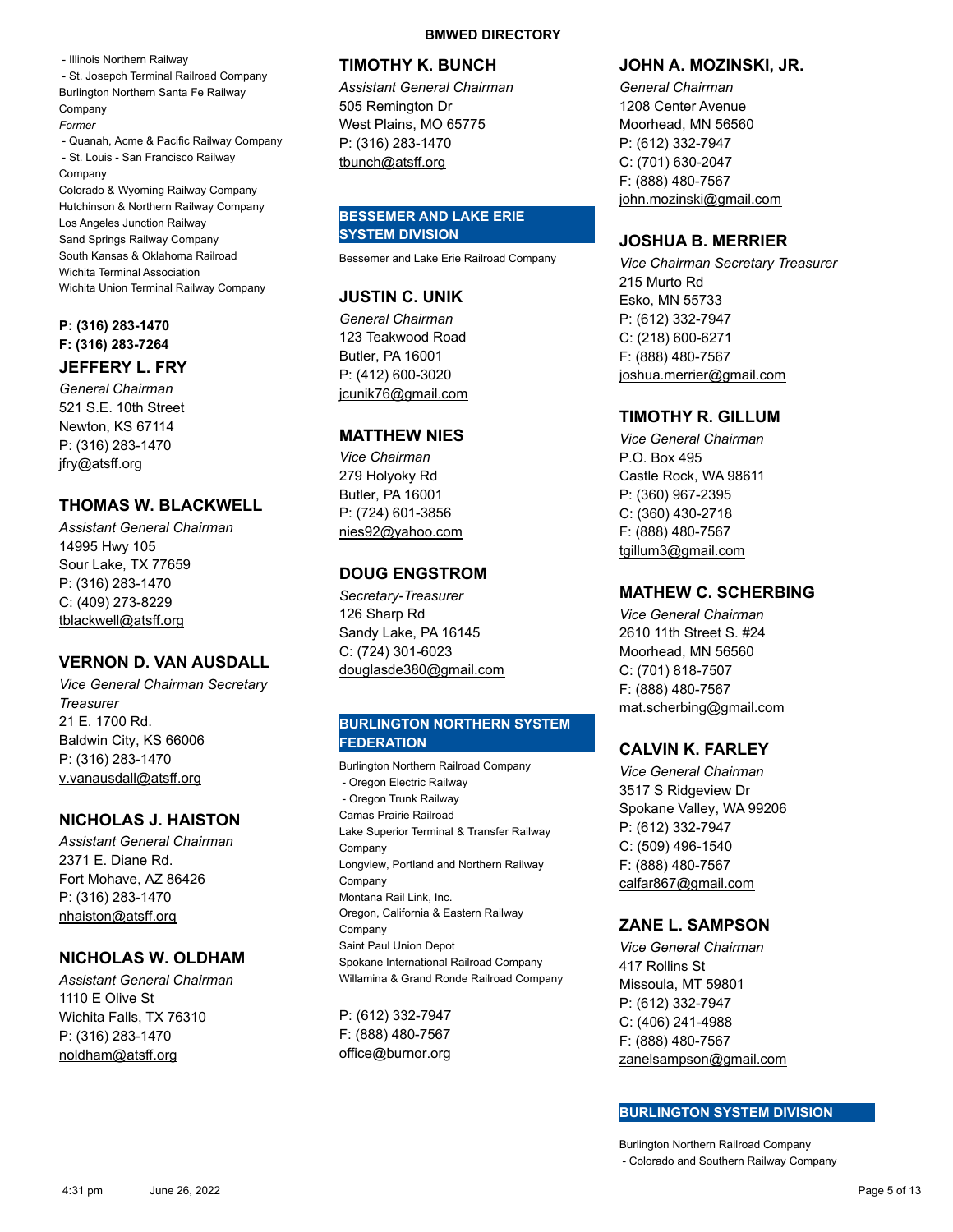- Illinois Northern Railway
- St. Josepch Terminal Railroad Company

Burlington Northern Santa Fe Railway Company

*Former*

- Quanah, Acme & Pacific Railway Company
- St. Louis - San Francisco Railway Company

Colorado & Wyoming Railway Company
Hutchinson & Northern Railway Company
Los Angeles Junction Railway
Sand Springs Railway Company
South Kansas & Oklahoma Railroad
Wichita Terminal Association
Wichita Union Terminal Railway Company

**P: (316) 283-1470**
**F: (316) 283-7264**

### JEFFERY L. FRY

*General Chairman*
521 S.E. 10th Street
Newton, KS 67114
P: (316) 283-1470
jfry@atsff.org

### THOMAS W. BLACKWELL

*Assistant General Chairman*
14995 Hwy 105
Sour Lake, TX 77659
P: (316) 283-1470
C: (409) 273-8229
tblackwell@atsff.org

### VERNON D. VAN AUSDALL

*Vice General Chairman Secretary Treasurer*
21 E. 1700 Rd.
Baldwin City, KS 66006
P: (316) 283-1470
v.vanausdall@atsff.org

### NICHOLAS J. HAISTON

*Assistant General Chairman*
2371 E. Diane Rd.
Fort Mohave, AZ 86426
P: (316) 283-1470
nhaiston@atsff.org

### NICHOLAS W. OLDHAM

*Assistant General Chairman*
1110 E Olive St
Wichita Falls, TX 76310
P: (316) 283-1470
noldham@atsff.org

### TIMOTHY K. BUNCH

*Assistant General Chairman*
505 Remington Dr
West Plains, MO 65775
P: (316) 283-1470
tbunch@atsff.org

## BESSEMER AND LAKE ERIE SYSTEM DIVISION

Bessemer and Lake Erie Railroad Company

### JUSTIN C. UNIK

*General Chairman*
123 Teakwood Road
Butler, PA 16001
P: (412) 600-3020
jcunik76@gmail.com

### MATTHEW NIES

*Vice Chairman*
279 Holyoky Rd
Butler, PA 16001
P: (724) 601-3856
nies92@yahoo.com

### DOUG ENGSTROM

*Secretary-Treasurer*
126 Sharp Rd
Sandy Lake, PA 16145
C: (724) 301-6023
douglasde380@gmail.com

## BURLINGTON NORTHERN SYSTEM FEDERATION

Burlington Northern Railroad Company

- Oregon Electric Railway
- Oregon Trunk Railway

Camas Prairie Railroad
Lake Superior Terminal & Transfer Railway Company
Longview, Portland and Northern Railway Company
Montana Rail Link, Inc.
Oregon, California & Eastern Railway Company
Saint Paul Union Depot
Spokane International Railroad Company
Willamina & Grand Ronde Railroad Company

P: (612) 332-7947
F: (888) 480-7567
office@burnor.org

### JOHN A. MOZINSKI, JR.

*General Chairman*
1208 Center Avenue
Moorhead, MN 56560
P: (612) 332-7947
C: (701) 630-2047
F: (888) 480-7567
john.mozinski@gmail.com

### JOSHUA B. MERRIER

*Vice Chairman Secretary Treasurer*
215 Murto Rd
Esko, MN 55733
P: (612) 332-7947
C: (218) 600-6271
F: (888) 480-7567
joshua.merrier@gmail.com

### TIMOTHY R. GILLUM

*Vice General Chairman*
P.O. Box 495
Castle Rock, WA 98611
P: (360) 967-2395
C: (360) 430-2718
F: (888) 480-7567
tgillum3@gmail.com

### MATHEW C. SCHERBING

*Vice General Chairman*
2610 11th Street S. #24
Moorhead, MN 56560
C: (701) 818-7507
F: (888) 480-7567
mat.scherbing@gmail.com

### CALVIN K. FARLEY

*Vice General Chairman*
3517 S Ridgeview Dr
Spokane Valley, WA 99206
P: (612) 332-7947
C: (509) 496-1540
F: (888) 480-7567
calfar867@gmail.com

### ZANE L. SAMPSON

*Vice General Chairman*
417 Rollins St
Missoula, MT 59801
P: (612) 332-7947
C: (406) 241-4988
F: (888) 480-7567
zanelsampson@gmail.com

## BURLINGTON SYSTEM DIVISION

Burlington Northern Railroad Company

- Colorado and Southern Railway Company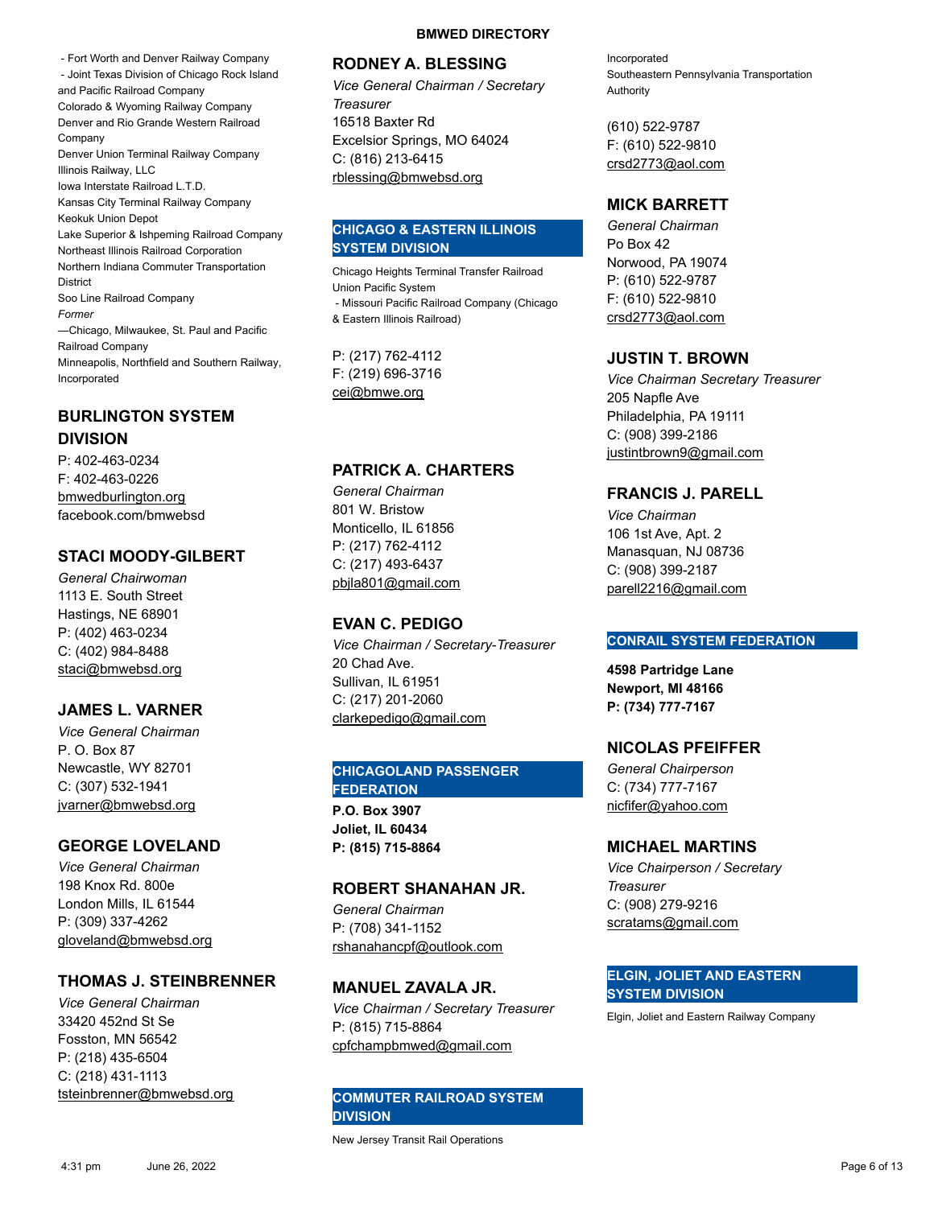- Fort Worth and Denver Railway Company
- Joint Texas Division of Chicago Rock Island and Pacific Railroad Company

Colorado & Wyoming Railway Company
Denver and Rio Grande Western Railroad Company
Denver Union Terminal Railway Company
Illinois Railway, LLC
Iowa Interstate Railroad L.T.D.
Kansas City Terminal Railway Company
Keokuk Union Depot
Lake Superior & Ishpeming Railroad Company
Northeast Illinois Railroad Corporation
Northern Indiana Commuter Transportation District
Soo Line Railroad Company
*Former*
—Chicago, Milwaukee, St. Paul and Pacific Railroad Company
Minneapolis, Northfield and Southern Railway, Incorporated

## BURLINGTON SYSTEM DIVISION

P: 402-463-0234
F: 402-463-0226
bmwedburlington.org
facebook.com/bmwebsd

### STACI MOODY-GILBERT

*General Chairwoman*
1113 E. South Street
Hastings, NE 68901
P: (402) 463-0234
C: (402) 984-8488
staci@bmwebsd.org

### JAMES L. VARNER

*Vice General Chairman*
P. O. Box 87
Newcastle, WY 82701
C: (307) 532-1941
jvarner@bmwebsd.org

### GEORGE LOVELAND

*Vice General Chairman*
198 Knox Rd. 800e
London Mills, IL 61544
P: (309) 337-4262
gloveland@bmwebsd.org

### THOMAS J. STEINBRENNER

*Vice General Chairman*
33420 452nd St Se
Fosston, MN 56542
P: (218) 435-6504
C: (218) 431-1113
tsteinbrenner@bmwebsd.org

### RODNEY A. BLESSING

*Vice General Chairman / Secretary Treasurer*
16518 Baxter Rd
Excelsior Springs, MO 64024
C: (816) 213-6415
rblessing@bmwebsd.org

## CHICAGO & EASTERN ILLINOIS SYSTEM DIVISION

Chicago Heights Terminal Transfer Railroad
Union Pacific System
- Missouri Pacific Railroad Company (Chicago & Eastern Illinois Railroad)

P: (217) 762-4112
F: (219) 696-3716
cei@bmwe.org

### PATRICK A. CHARTERS

*General Chairman*
801 W. Bristow
Monticello, IL 61856
P: (217) 762-4112
C: (217) 493-6437
pbjla801@gmail.com

### EVAN C. PEDIGO

*Vice Chairman / Secretary-Treasurer*
20 Chad Ave.
Sullivan, IL 61951
C: (217) 201-2060
clarkepedigo@gmail.com

## CHICAGOLAND PASSENGER FEDERATION

**P.O. Box 3907**
**Joliet, IL 60434**
**P: (815) 715-8864**

### ROBERT SHANAHAN JR.

*General Chairman*
P: (708) 341-1152
rshanahancpf@outlook.com

### MANUEL ZAVALA JR.

*Vice Chairman / Secretary Treasurer*
P: (815) 715-8864
cpfchampbmwed@gmail.com

## COMMUTER RAILROAD SYSTEM DIVISION

New Jersey Transit Rail Operations Incorporated
Southeastern Pennsylvania Transportation Authority

(610) 522-9787
F: (610) 522-9810
crsd2773@aol.com

### MICK BARRETT

*General Chairman*
Po Box 42
Norwood, PA 19074
P: (610) 522-9787
F: (610) 522-9810
crsd2773@aol.com

### JUSTIN T. BROWN

*Vice Chairman Secretary Treasurer*
205 Napfle Ave
Philadelphia, PA 19111
C: (908) 399-2186
justintbrown9@gmail.com

### FRANCIS J. PARELL

*Vice Chairman*
106 1st Ave, Apt. 2
Manasquan, NJ 08736
C: (908) 399-2187
parell2216@gmail.com

## CONRAIL SYSTEM FEDERATION

**4598 Partridge Lane**
**Newport, MI 48166**
**P: (734) 777-7167**

### NICOLAS PFEIFFER

*General Chairperson*
C: (734) 777-7167
nicfifer@yahoo.com

### MICHAEL MARTINS

*Vice Chairperson / Secretary Treasurer*
C: (908) 279-9216
scratams@gmail.com

## ELGIN, JOLIET AND EASTERN SYSTEM DIVISION

Elgin, Joliet and Eastern Railway Company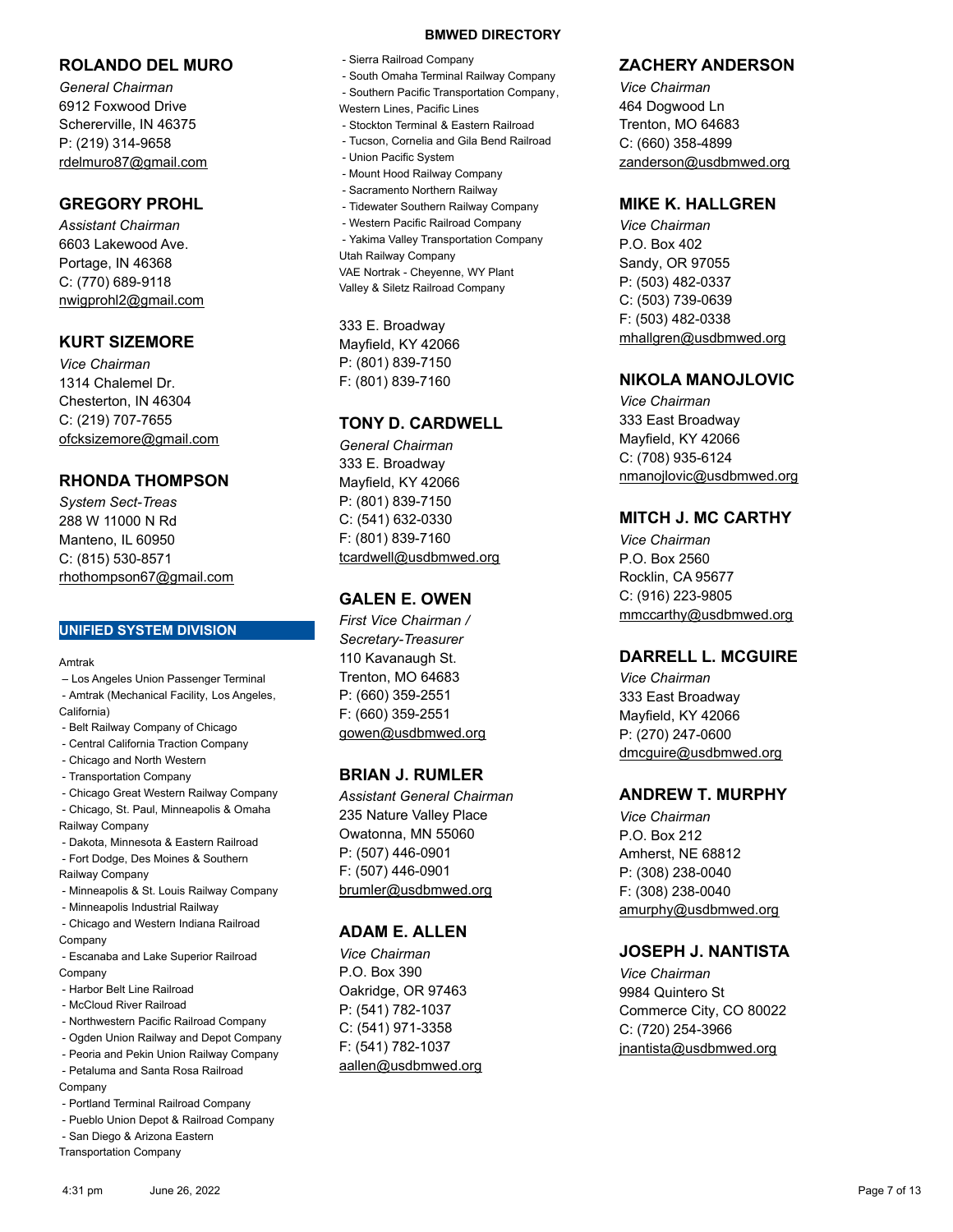## ROLANDO DEL MURO

*General Chairman*
6912 Foxwood Drive
Schererville, IN 46375
P: (219) 314-9658
rdelmuro87@gmail.com

## GREGORY PROHL

*Assistant Chairman*
6603 Lakewood Ave.
Portage, IN 46368
C: (770) 689-9118
nwigprohl2@gmail.com

## KURT SIZEMORE

*Vice Chairman*
1314 Chalemel Dr.
Chesterton, IN 46304
C: (219) 707-7655
ofcksizemore@gmail.com

## RHONDA THOMPSON

*System Sect-Treas*
288 W 11000 N Rd
Manteno, IL 60950
C: (815) 530-8571
rhothompson67@gmail.com

# UNIFIED SYSTEM DIVISION

Amtrak
– Los Angeles Union Passenger Terminal
- Amtrak (Mechanical Facility, Los Angeles, California)
- Belt Railway Company of Chicago
- Central California Traction Company
- Chicago and North Western
- Transportation Company
- Chicago Great Western Railway Company
- Chicago, St. Paul, Minneapolis & Omaha Railway Company
- Dakota, Minnesota & Eastern Railroad
- Fort Dodge, Des Moines & Southern Railway Company
- Minneapolis & St. Louis Railway Company
- Minneapolis Industrial Railway
- Chicago and Western Indiana Railroad Company
- Escanaba and Lake Superior Railroad Company
- Harbor Belt Line Railroad
- McCloud River Railroad
- Northwestern Pacific Railroad Company
- Ogden Union Railway and Depot Company
- Peoria and Pekin Union Railway Company
- Petaluma and Santa Rosa Railroad Company
- Portland Terminal Railroad Company
- Pueblo Union Depot & Railroad Company
- San Diego & Arizona Eastern Transportation Company
- Sierra Railroad Company
- South Omaha Terminal Railway Company
- Southern Pacific Transportation Company, Western Lines, Pacific Lines
- Stockton Terminal & Eastern Railroad
- Tucson, Cornelia and Gila Bend Railroad
- Union Pacific System
- Mount Hood Railway Company
- Sacramento Northern Railway
- Tidewater Southern Railway Company
- Western Pacific Railroad Company
- Yakima Valley Transportation Company

Utah Railway Company
VAE Nortrak - Cheyenne, WY Plant
Valley & Siletz Railroad Company

333 E. Broadway
Mayfield, KY 42066
P: (801) 839-7150
F: (801) 839-7160

## TONY D. CARDWELL

*General Chairman*
333 E. Broadway
Mayfield, KY 42066
P: (801) 839-7150
C: (541) 632-0330
F: (801) 839-7160
tcardwell@usdbmwed.org

## GALEN E. OWEN

*First Vice Chairman / Secretary-Treasurer*
110 Kavanaugh St.
Trenton, MO 64683
P: (660) 359-2551
F: (660) 359-2551
gowen@usdbmwed.org

## BRIAN J. RUMLER

*Assistant General Chairman*
235 Nature Valley Place
Owatonna, MN 55060
P: (507) 446-0901
F: (507) 446-0901
brumler@usdbmwed.org

## ADAM E. ALLEN

*Vice Chairman*
P.O. Box 390
Oakridge, OR 97463
P: (541) 782-1037
C: (541) 971-3358
F: (541) 782-1037
aallen@usdbmwed.org

## ZACHERY ANDERSON

*Vice Chairman*
464 Dogwood Ln
Trenton, MO 64683
C: (660) 358-4899
zanderson@usdbmwed.org

## MIKE K. HALLGREN

*Vice Chairman*
P.O. Box 402
Sandy, OR 97055
P: (503) 482-0337
C: (503) 739-0639
F: (503) 482-0338
mhallgren@usdbmwed.org

## NIKOLA MANOJLOVIC

*Vice Chairman*
333 East Broadway
Mayfield, KY 42066
C: (708) 935-6124
nmanojlovic@usdbmwed.org

## MITCH J. MC CARTHY

*Vice Chairman*
P.O. Box 2560
Rocklin, CA 95677
C: (916) 223-9805
mmccarthy@usdbmwed.org

## DARRELL L. MCGUIRE

*Vice Chairman*
333 East Broadway
Mayfield, KY 42066
P: (270) 247-0600
dmcguire@usdbmwed.org

## ANDREW T. MURPHY

*Vice Chairman*
P.O. Box 212
Amherst, NE 68812
P: (308) 238-0040
F: (308) 238-0040
amurphy@usdbmwed.org

## JOSEPH J. NANTISTA

*Vice Chairman*
9984 Quintero St
Commerce City, CO 80022
C: (720) 254-3966
jnantista@usdbmwed.org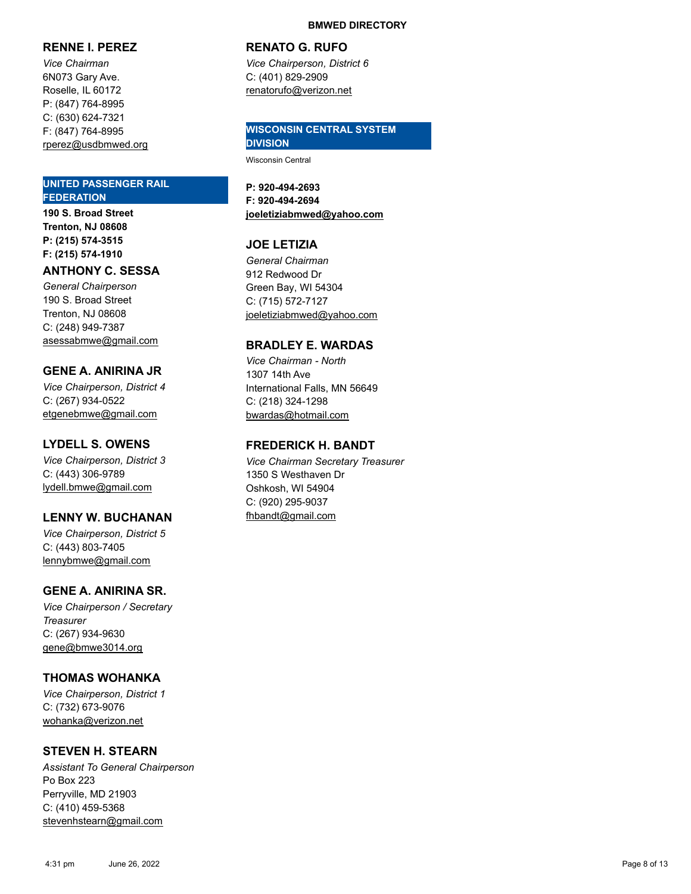### RENNE I. PEREZ

*Vice Chairman*
6N073 Gary Ave.
Roselle, IL 60172
P: (847) 764-8995
C: (630) 624-7321
F: (847) 764-8995
rperez@usdbmwed.org

## UNITED PASSENGER RAIL FEDERATION

**190 S. Broad Street**
**Trenton, NJ 08608**
**P: (215) 574-3515**
**F: (215) 574-1910**

### ANTHONY C. SESSA

*General Chairperson*
190 S. Broad Street
Trenton, NJ 08608
C: (248) 949-7387
asessabmwe@gmail.com

### GENE A. ANIRINA JR

*Vice Chairperson, District 4*
C: (267) 934-0522
etgenebmwe@gmail.com

### LYDELL S. OWENS

*Vice Chairperson, District 3*
C: (443) 306-9789
lydell.bmwe@gmail.com

### LENNY W. BUCHANAN

*Vice Chairperson, District 5*
C: (443) 803-7405
lennybmwe@gmail.com

### GENE A. ANIRINA SR.

*Vice Chairperson / Secretary Treasurer*
C: (267) 934-9630
gene@bmwe3014.org

### THOMAS WOHANKA

*Vice Chairperson, District 1*
C: (732) 673-9076
wohanka@verizon.net

### STEVEN H. STEARN

*Assistant To General Chairperson*
Po Box 223
Perryville, MD 21903
C: (410) 459-5368
stevenhstearn@gmail.com

### RENATO G. RUFO

*Vice Chairperson, District 6*
C: (401) 829-2909
renatorufo@verizon.net

## WISCONSIN CENTRAL SYSTEM DIVISION

Wisconsin Central

**P: 920-494-2693**
**F: 920-494-2694**
**joeletiziabmwed@yahoo.com**

### JOE LETIZIA

*General Chairman*
912 Redwood Dr
Green Bay, WI 54304
C: (715) 572-7127
joeletiziabmwed@yahoo.com

### BRADLEY E. WARDAS

*Vice Chairman - North*
1307 14th Ave
International Falls, MN 56649
C: (218) 324-1298
bwardas@hotmail.com

### FREDERICK H. BANDT

*Vice Chairman Secretary Treasurer*
1350 S Westhaven Dr
Oshkosh, WI 54904
C: (920) 295-9037
fhbandt@gmail.com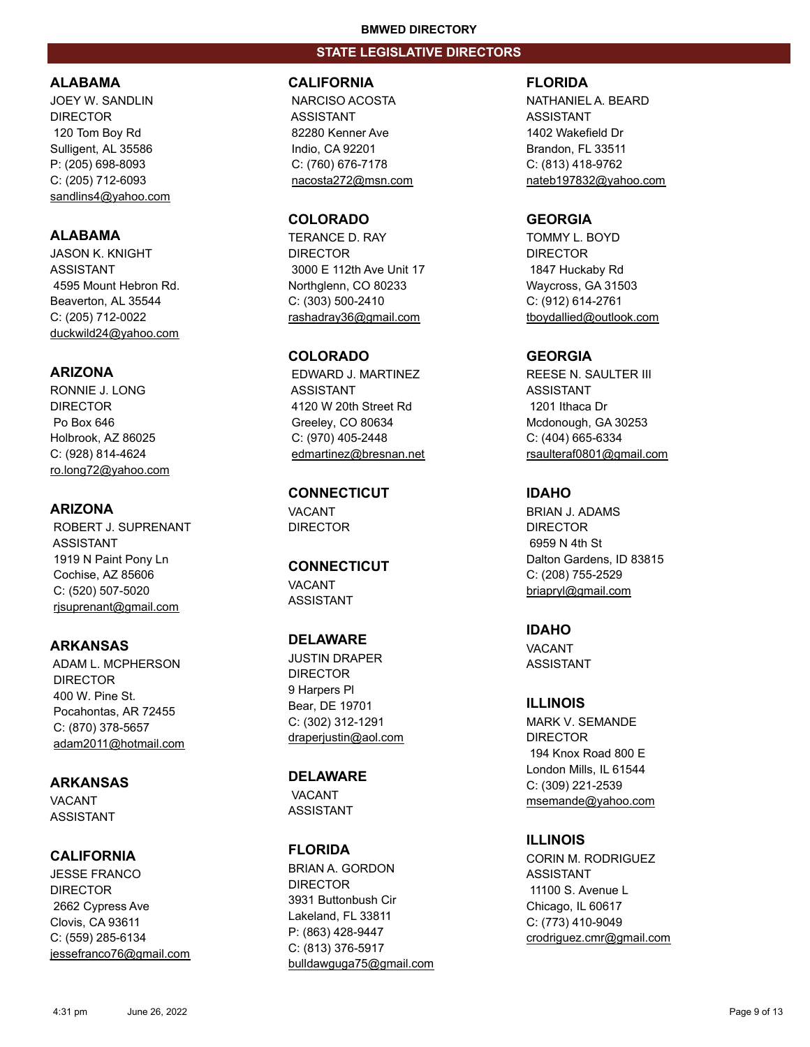## STATE LEGISLATIVE DIRECTORS

### ALABAMA
JOEY W. SANDLIN
DIRECTOR
120 Tom Boy Rd
Sulligent, AL 35586
P: (205) 698-8093
C: (205) 712-6093
sandlins4@yahoo.com

### ALABAMA
JASON K. KNIGHT
ASSISTANT
4595 Mount Hebron Rd.
Beaverton, AL 35544
C: (205) 712-0022
duckwild24@yahoo.com

### ARIZONA
RONNIE J. LONG
DIRECTOR
Po Box 646
Holbrook, AZ 86025
C: (928) 814-4624
ro.long72@yahoo.com

### ARIZONA
ROBERT J. SUPRENANT
ASSISTANT
1919 N Paint Pony Ln
Cochise, AZ 85606
C: (520) 507-5020
rjsuprenant@gmail.com

### ARKANSAS
ADAM L. MCPHERSON
DIRECTOR
400 W. Pine St.
Pocahontas, AR 72455
C: (870) 378-5657
adam2011@hotmail.com

### ARKANSAS
VACANT
ASSISTANT

### CALIFORNIA
JESSE FRANCO
DIRECTOR
2662 Cypress Ave
Clovis, CA 93611
C: (559) 285-6134
jessefranco76@gmail.com

### CALIFORNIA
NARCISO ACOSTA
ASSISTANT
82280 Kenner Ave
Indio, CA 92201
C: (760) 676-7178
nacosta272@msn.com

### COLORADO
TERANCE D. RAY
DIRECTOR
3000 E 112th Ave Unit 17
Northglenn, CO 80233
C: (303) 500-2410
rashadray36@gmail.com

### COLORADO
EDWARD J. MARTINEZ
ASSISTANT
4120 W 20th Street Rd
Greeley, CO 80634
C: (970) 405-2448
edmartinez@bresnan.net

### CONNECTICUT
VACANT
DIRECTOR

### CONNECTICUT
VACANT
ASSISTANT

### DELAWARE
JUSTIN DRAPER
DIRECTOR
9 Harpers Pl
Bear, DE 19701
C: (302) 312-1291
draperjustin@aol.com

### DELAWARE
VACANT
ASSISTANT

### FLORIDA
BRIAN A. GORDON
DIRECTOR
3931 Buttonbush Cir
Lakeland, FL 33811
P: (863) 428-9447
C: (813) 376-5917
bulldawguga75@gmail.com

### FLORIDA
NATHANIEL A. BEARD
ASSISTANT
1402 Wakefield Dr
Brandon, FL 33511
C: (813) 418-9762
nateb197832@yahoo.com

### GEORGIA
TOMMY L. BOYD
DIRECTOR
1847 Huckaby Rd
Waycross, GA 31503
C: (912) 614-2761
tboydallied@outlook.com

### GEORGIA
REESE N. SAULTER III
ASSISTANT
1201 Ithaca Dr
Mcdonough, GA 30253
C: (404) 665-6334
rsaulteraf0801@gmail.com

### IDAHO
BRIAN J. ADAMS
DIRECTOR
6959 N 4th St
Dalton Gardens, ID 83815
C: (208) 755-2529
briapryl@gmail.com

### IDAHO
VACANT
ASSISTANT

### ILLINOIS
MARK V. SEMANDE
DIRECTOR
194 Knox Road 800 E
London Mills, IL 61544
C: (309) 221-2539
msemande@yahoo.com

### ILLINOIS
CORIN M. RODRIGUEZ
ASSISTANT
11100 S. Avenue L
Chicago, IL 60617
C: (773) 410-9049
crodriguez.cmr@gmail.com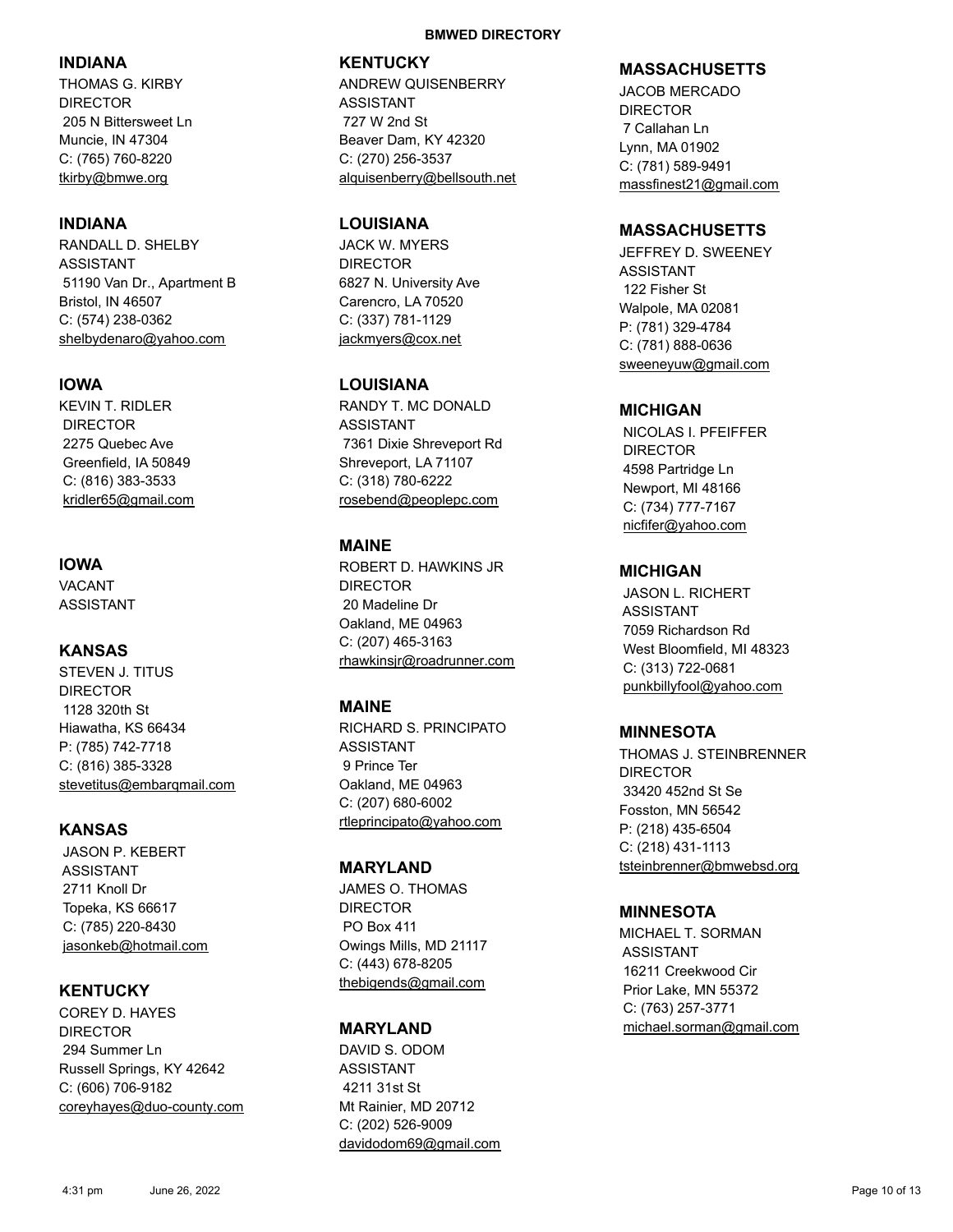## INDIANA

THOMAS G. KIRBY
DIRECTOR
205 N Bittersweet Ln
Muncie, IN 47304
C: (765) 760-8220
tkirby@bmwe.org

## INDIANA

RANDALL D. SHELBY
ASSISTANT
51190 Van Dr., Apartment B
Bristol, IN 46507
C: (574) 238-0362
shelbydenaro@yahoo.com

## IOWA

KEVIN T. RIDLER
DIRECTOR
2275 Quebec Ave
Greenfield, IA 50849
C: (816) 383-3533
kridler65@gmail.com

## IOWA

VACANT
ASSISTANT

## KANSAS

STEVEN J. TITUS
DIRECTOR
1128 320th St
Hiawatha, KS 66434
P: (785) 742-7718
C: (816) 385-3328
stevetitus@embarqmail.com

## KANSAS

JASON P. KEBERT
ASSISTANT
2711 Knoll Dr
Topeka, KS 66617
C: (785) 220-8430
jasonkeb@hotmail.com

## KENTUCKY

COREY D. HAYES
DIRECTOR
294 Summer Ln
Russell Springs, KY 42642
C: (606) 706-9182
coreyhayes@duo-county.com

## KENTUCKY

ANDREW QUISENBERRY
ASSISTANT
727 W 2nd St
Beaver Dam, KY 42320
C: (270) 256-3537
alquisenberry@bellsouth.net

## LOUISIANA

JACK W. MYERS
DIRECTOR
6827 N. University Ave
Carencro, LA 70520
C: (337) 781-1129
jackmyers@cox.net

## LOUISIANA

RANDY T. MC DONALD
ASSISTANT
7361 Dixie Shreveport Rd
Shreveport, LA 71107
C: (318) 780-6222
rosebend@peoplepc.com

## MAINE

ROBERT D. HAWKINS JR
DIRECTOR
20 Madeline Dr
Oakland, ME 04963
C: (207) 465-3163
rhawkinsjr@roadrunner.com

## MAINE

RICHARD S. PRINCIPATO
ASSISTANT
9 Prince Ter
Oakland, ME 04963
C: (207) 680-6002
rtleprincipato@yahoo.com

## MARYLAND

JAMES O. THOMAS
DIRECTOR
PO Box 411
Owings Mills, MD 21117
C: (443) 678-8205
thebigends@gmail.com

## MARYLAND

DAVID S. ODOM
ASSISTANT
4211 31st St
Mt Rainier, MD 20712
C: (202) 526-9009
davidodom69@gmail.com

## MASSACHUSETTS

JACOB MERCADO
DIRECTOR
7 Callahan Ln
Lynn, MA 01902
C: (781) 589-9491
massfinest21@gmail.com

## MASSACHUSETTS

JEFFREY D. SWEENEY
ASSISTANT
122 Fisher St
Walpole, MA 02081
P: (781) 329-4784
C: (781) 888-0636
sweeneyuw@gmail.com

## MICHIGAN

NICOLAS I. PFEIFFER
DIRECTOR
4598 Partridge Ln
Newport, MI 48166
C: (734) 777-7167
nicfifer@yahoo.com

## MICHIGAN

JASON L. RICHERT
ASSISTANT
7059 Richardson Rd
West Bloomfield, MI 48323
C: (313) 722-0681
punkbillyfool@yahoo.com

## MINNESOTA

THOMAS J. STEINBRENNER
DIRECTOR
33420 452nd St Se
Fosston, MN 56542
P: (218) 435-6504
C: (218) 431-1113
tsteinbrenner@bmwebsd.org

## MINNESOTA

MICHAEL T. SORMAN
ASSISTANT
16211 Creekwood Cir
Prior Lake, MN 55372
C: (763) 257-3771
michael.sorman@gmail.com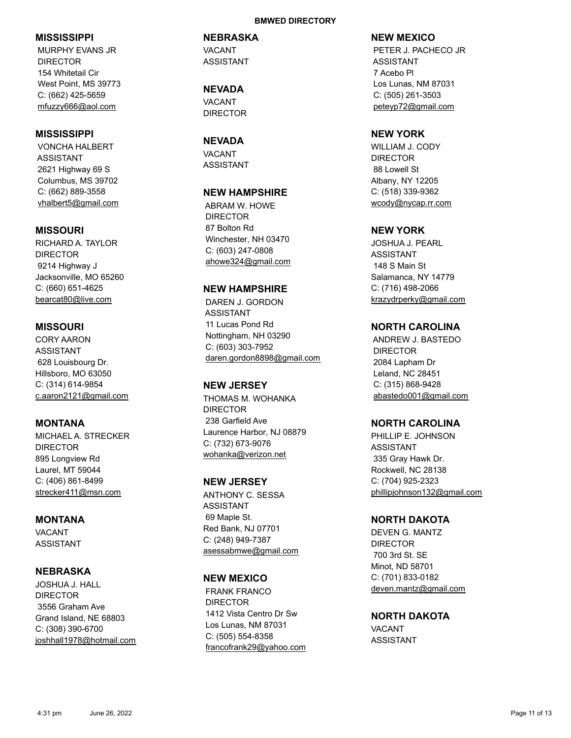**MISSISSIPPI**
MURPHY EVANS JR
DIRECTOR
154 Whitetail Cir
West Point, MS 39773
C: (662) 425-5659
mfuzzy666@aol.com

**MISSISSIPPI**
VONCHA HALBERT
ASSISTANT
2621 Highway 69 S
Columbus, MS 39702
C: (662) 889-3558
vhalbert5@gmail.com

**MISSOURI**
RICHARD A. TAYLOR
DIRECTOR
9214 Highway J
Jacksonville, MO 65260
C: (660) 651-4625
bearcat80@live.com

**MISSOURI**
CORY AARON
ASSISTANT
628 Louisbourg Dr.
Hillsboro, MO 63050
C: (314) 614-9854
c.aaron2121@gmail.com

**MONTANA**
MICHAEL A. STRECKER
DIRECTOR
895 Longview Rd
Laurel, MT 59044
C: (406) 861-8499
strecker411@msn.com

**MONTANA**
VACANT
ASSISTANT

**NEBRASKA**
JOSHUA J. HALL
DIRECTOR
3556 Graham Ave
Grand Island, NE 68803
C: (308) 390-6700
joshhall1978@hotmail.com

**NEBRASKA**
VACANT
ASSISTANT

**NEVADA**
VACANT
DIRECTOR

**NEVADA**
VACANT
ASSISTANT

**NEW HAMPSHIRE**
ABRAM W. HOWE
DIRECTOR
87 Bolton Rd
Winchester, NH 03470
C: (603) 247-0808
ahowe324@gmail.com

**NEW HAMPSHIRE**
DAREN J. GORDON
ASSISTANT
11 Lucas Pond Rd
Nottingham, NH 03290
C: (603) 303-7952
daren.gordon8898@gmail.com

**NEW JERSEY**
THOMAS M. WOHANKA
DIRECTOR
238 Garfield Ave
Laurence Harbor, NJ 08879
C: (732) 673-9076
wohanka@verizon.net

**NEW JERSEY**
ANTHONY C. SESSA
ASSISTANT
69 Maple St.
Red Bank, NJ 07701
C: (248) 949-7387
asessabmwe@gmail.com

**NEW MEXICO**
FRANK FRANCO
DIRECTOR
1412 Vista Centro Dr Sw
Los Lunas, NM 87031
C: (505) 554-8358
francofrank29@yahoo.com

**NEW MEXICO**
PETER J. PACHECO JR
ASSISTANT
7 Acebo Pl
Los Lunas, NM 87031
C: (505) 261-3503
peteyp72@gmail.com

**NEW YORK**
WILLIAM J. CODY
DIRECTOR
88 Lowell St
Albany, NY 12205
C: (518) 339-9362
wcody@nycap.rr.com

**NEW YORK**
JOSHUA J. PEARL
ASSISTANT
148 S Main St
Salamanca, NY 14779
C: (716) 498-2066
krazydrperky@gmail.com

**NORTH CAROLINA**
ANDREW J. BASTEDO
DIRECTOR
2084 Lapham Dr
Leland, NC 28451
C: (315) 868-9428
abastedo001@gmail.com

**NORTH CAROLINA**
PHILLIP E. JOHNSON
ASSISTANT
335 Gray Hawk Dr.
Rockwell, NC 28138
C: (704) 925-2323
phillipjohnson132@gmail.com

**NORTH DAKOTA**
DEVEN G. MANTZ
DIRECTOR
700 3rd St. SE
Minot, ND 58701
C: (701) 833-0182
deven.mantz@gmail.com

**NORTH DAKOTA**
VACANT
ASSISTANT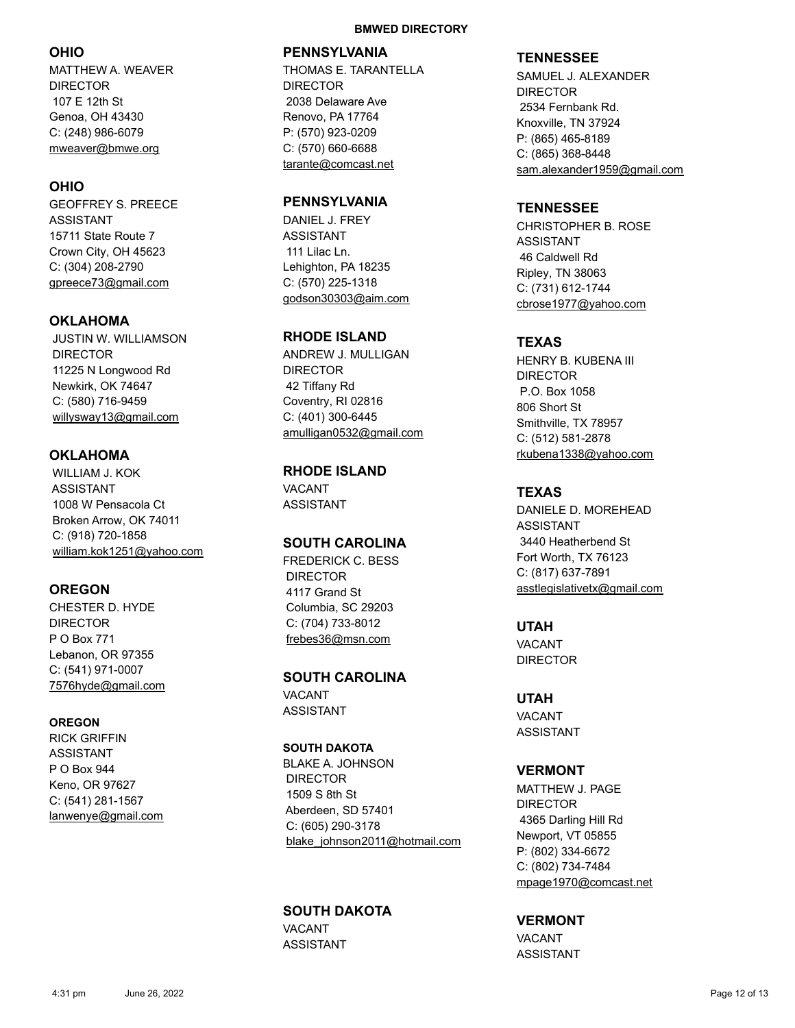## OHIO

MATTHEW A. WEAVER
DIRECTOR
107 E 12th St
Genoa, OH 43430
C: (248) 986-6079
mweaver@bmwe.org

## OHIO

GEOFFREY S. PREECE
ASSISTANT
15711 State Route 7
Crown City, OH 45623
C: (304) 208-2790
gpreece73@gmail.com

## OKLAHOMA

JUSTIN W. WILLIAMSON
DIRECTOR
11225 N Longwood Rd
Newkirk, OK 74647
C: (580) 716-9459
willysway13@gmail.com

## OKLAHOMA

WILLIAM J. KOK
ASSISTANT
1008 W Pensacola Ct
Broken Arrow, OK 74011
C: (918) 720-1858
william.kok1251@yahoo.com

## OREGON

CHESTER D. HYDE
DIRECTOR
P O Box 771
Lebanon, OR 97355
C: (541) 971-0007
7576hyde@gmail.com

## OREGON

RICK GRIFFIN
ASSISTANT
P O Box 944
Keno, OR 97627
C: (541) 281-1567
lanwenye@gmail.com

## PENNSYLVANIA

THOMAS E. TARANTELLA
DIRECTOR
2038 Delaware Ave
Renovo, PA 17764
P: (570) 923-0209
C: (570) 660-6688
tarante@comcast.net

## PENNSYLVANIA

DANIEL J. FREY
ASSISTANT
111 Lilac Ln.
Lehighton, PA 18235
C: (570) 225-1318
godson30303@aim.com

## RHODE ISLAND

ANDREW J. MULLIGAN
DIRECTOR
42 Tiffany Rd
Coventry, RI 02816
C: (401) 300-6445
amulligan0532@gmail.com

## RHODE ISLAND

VACANT
ASSISTANT

## SOUTH CAROLINA

FREDERICK C. BESS
DIRECTOR
4117 Grand St
Columbia, SC 29203
C: (704) 733-8012
frebes36@msn.com

## SOUTH CAROLINA

VACANT
ASSISTANT

## SOUTH DAKOTA

BLAKE A. JOHNSON
DIRECTOR
1509 S 8th St
Aberdeen, SD 57401
C: (605) 290-3178
blake_johnson2011@hotmail.com

## SOUTH DAKOTA

VACANT
ASSISTANT

## TENNESSEE

SAMUEL J. ALEXANDER
DIRECTOR
2534 Fernbank Rd.
Knoxville, TN 37924
P: (865) 465-8189
C: (865) 368-8448
sam.alexander1959@gmail.com

## TENNESSEE

CHRISTOPHER B. ROSE
ASSISTANT
46 Caldwell Rd
Ripley, TN 38063
C: (731) 612-1744
cbrose1977@yahoo.com

## TEXAS

HENRY B. KUBENA III
DIRECTOR
P.O. Box 1058
806 Short St
Smithville, TX 78957
C: (512) 581-2878
rkubena1338@yahoo.com

## TEXAS

DANIELE D. MOREHEAD
ASSISTANT
3440 Heatherbend St
Fort Worth, TX 76123
C: (817) 637-7891
asstlegislativetx@gmail.com

## UTAH

VACANT
DIRECTOR

## UTAH

VACANT
ASSISTANT

## VERMONT

MATTHEW J. PAGE
DIRECTOR
4365 Darling Hill Rd
Newport, VT 05855
P: (802) 334-6672
C: (802) 734-7484
mpage1970@comcast.net

## VERMONT

VACANT
ASSISTANT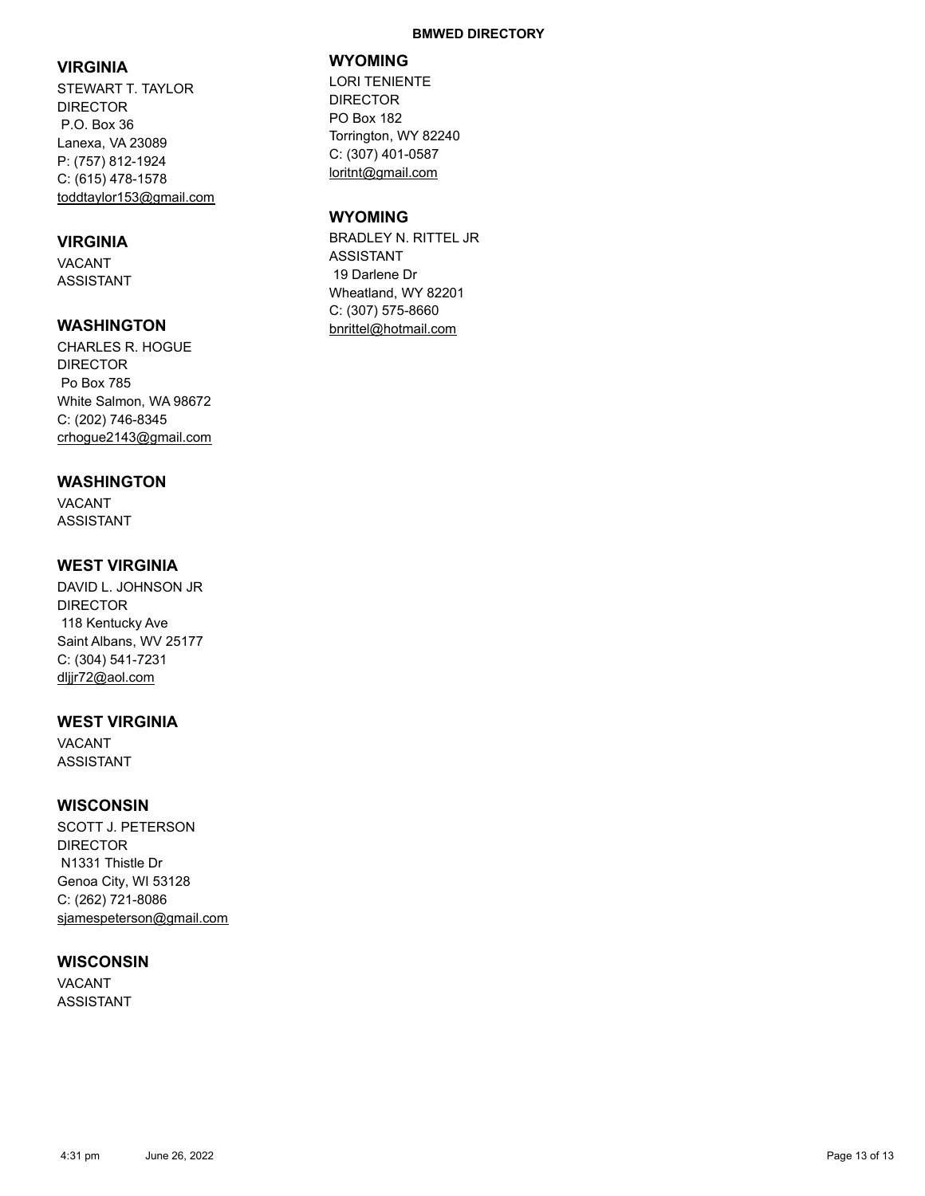## VIRGINIA

STEWART T. TAYLOR
DIRECTOR
P.O. Box 36
Lanexa, VA 23089
P: (757) 812-1924
C: (615) 478-1578
toddtaylor153@gmail.com

## VIRGINIA

VACANT
ASSISTANT

## WASHINGTON

CHARLES R. HOGUE
DIRECTOR
Po Box 785
White Salmon, WA 98672
C: (202) 746-8345
crhogue2143@gmail.com

## WASHINGTON

VACANT
ASSISTANT

## WEST VIRGINIA

DAVID L. JOHNSON JR
DIRECTOR
118 Kentucky Ave
Saint Albans, WV 25177
C: (304) 541-7231
dljjr72@aol.com

## WEST VIRGINIA

VACANT
ASSISTANT

## WISCONSIN

SCOTT J. PETERSON
DIRECTOR
N1331 Thistle Dr
Genoa City, WI 53128
C: (262) 721-8086
sjamespeterson@gmail.com

## WISCONSIN

VACANT
ASSISTANT

## WYOMING

LORI TENIENTE
DIRECTOR
PO Box 182
Torrington, WY 82240
C: (307) 401-0587
loritnt@gmail.com

## WYOMING

BRADLEY N. RITTEL JR
ASSISTANT
19 Darlene Dr
Wheatland, WY 82201
C: (307) 575-8660
bnrittel@hotmail.com